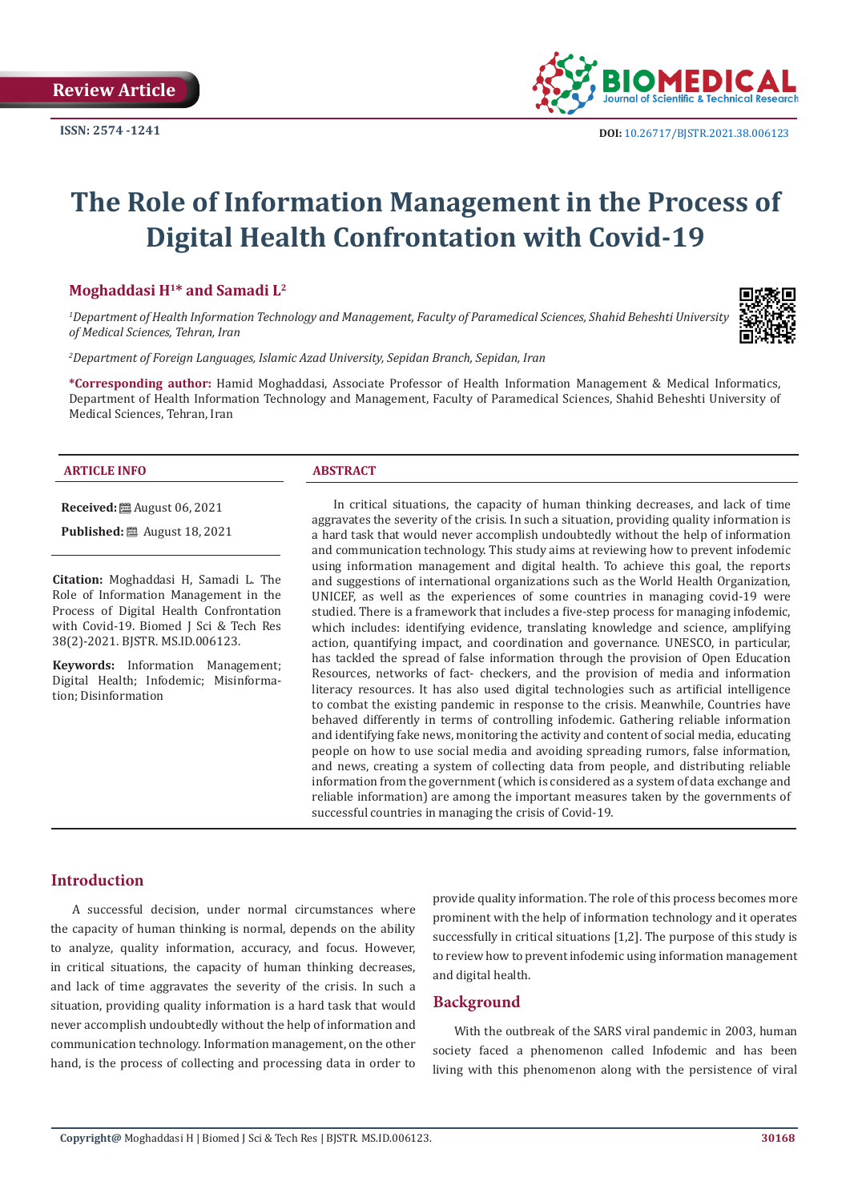Review Article

ISSN: 2574 -1241

DOI: 10.26717/BJSTR.2021.38.006123

# The Role of Information Management in the Process of Digital Health Confrontation with Covid-19

**Moghaddasi H[1]* and Samadi L[2]**

*[1]Department of Health Information Technology and Management, Faculty of Paramedical Sciences, Shahid Beheshti University of Medical Sciences, Tehran, Iran*

*[2]Department of Foreign Languages, Islamic Azad University, Sepidan Branch, Sepidan, Iran*

***Corresponding author:** Hamid Moghaddasi, Associate Professor of Health Information Management & Medical Informatics, Department of Health Information Technology and Management, Faculty of Paramedical Sciences, Shahid Beheshti University of Medical Sciences, Tehran, Iran

### ARTICLE INFO

**Received:** August 06, 2021

**Published:** August 18, 2021

**Citation:** Moghaddasi H, Samadi L. The Role of Information Management in the Process of Digital Health Confrontation with Covid-19. Biomed J Sci & Tech Res 38(2)-2021. BJSTR. MS.ID.006123.

**Keywords:** Information Management; Digital Health; Infodemic; Misinformation; Disinformation

### ABSTRACT

In critical situations, the capacity of human thinking decreases, and lack of time aggravates the severity of the crisis. In such a situation, providing quality information is a hard task that would never accomplish undoubtedly without the help of information and communication technology. This study aims at reviewing how to prevent infodemic using information management and digital health. To achieve this goal, the reports and suggestions of international organizations such as the World Health Organization, UNICEF, as well as the experiences of some countries in managing covid-19 were studied. There is a framework that includes a five-step process for managing infodemic, which includes: identifying evidence, translating knowledge and science, amplifying action, quantifying impact, and coordination and governance. UNESCO, in particular, has tackled the spread of false information through the provision of Open Education Resources, networks of fact- checkers, and the provision of media and information literacy resources. It has also used digital technologies such as artificial intelligence to combat the existing pandemic in response to the crisis. Meanwhile, Countries have behaved differently in terms of controlling infodemic. Gathering reliable information and identifying fake news, monitoring the activity and content of social media, educating people on how to use social media and avoiding spreading rumors, false information, and news, creating a system of collecting data from people, and distributing reliable information from the government (which is considered as a system of data exchange and reliable information) are among the important measures taken by the governments of successful countries in managing the crisis of Covid-19.

## Introduction

A successful decision, under normal circumstances where the capacity of human thinking is normal, depends on the ability to analyze, quality information, accuracy, and focus. However, in critical situations, the capacity of human thinking decreases, and lack of time aggravates the severity of the crisis. In such a situation, providing quality information is a hard task that would never accomplish undoubtedly without the help of information and communication technology. Information management, on the other hand, is the process of collecting and processing data in order to provide quality information. The role of this process becomes more prominent with the help of information technology and it operates successfully in critical situations [1,2]. The purpose of this study is to review how to prevent infodemic using information management and digital health.

## Background

With the outbreak of the SARS viral pandemic in 2003, human society faced a phenomenon called Infodemic and has been living with this phenomenon along with the persistence of viral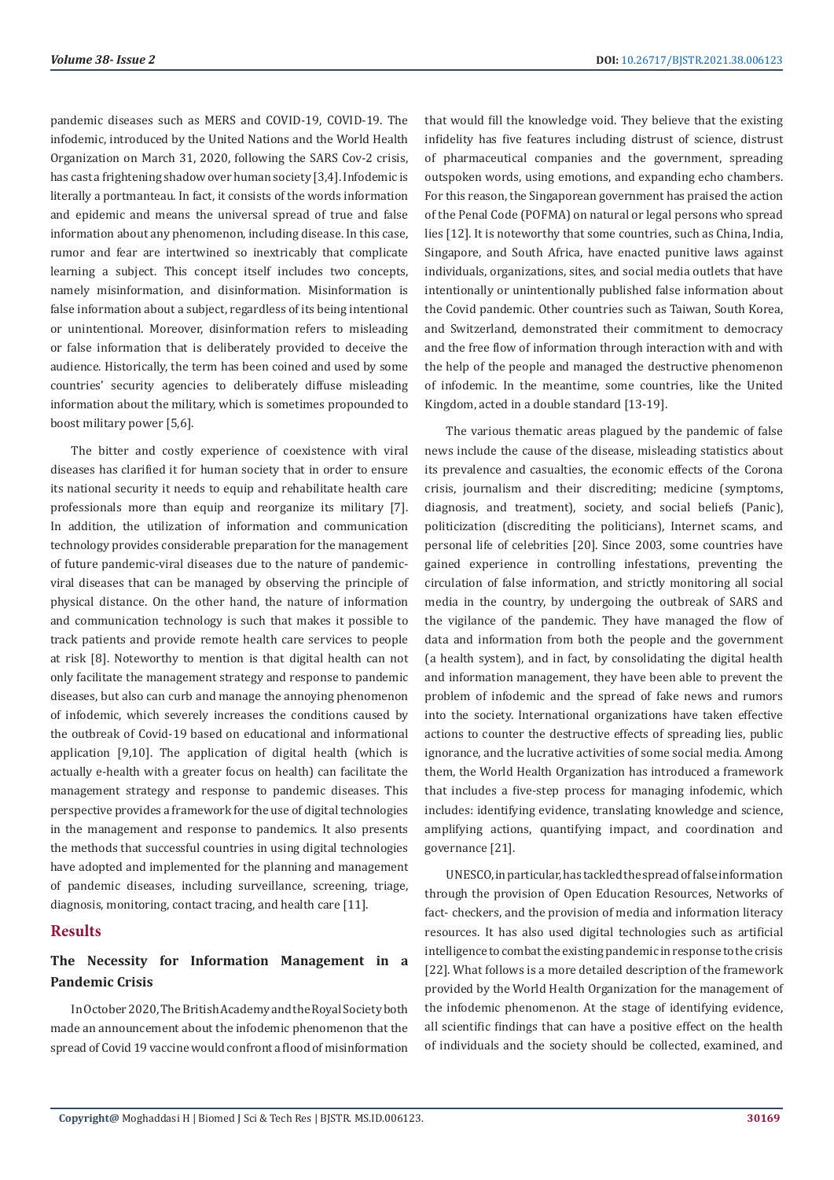pandemic diseases such as MERS and COVID-19, COVID-19. The infodemic, introduced by the United Nations and the World Health Organization on March 31, 2020, following the SARS Cov-2 crisis, has cast a frightening shadow over human society [3,4]. Infodemic is literally a portmanteau. In fact, it consists of the words information and epidemic and means the universal spread of true and false information about any phenomenon, including disease. In this case, rumor and fear are intertwined so inextricably that complicate learning a subject. This concept itself includes two concepts, namely misinformation, and disinformation. Misinformation is false information about a subject, regardless of its being intentional or unintentional. Moreover, disinformation refers to misleading or false information that is deliberately provided to deceive the audience. Historically, the term has been coined and used by some countries' security agencies to deliberately diffuse misleading information about the military, which is sometimes propounded to boost military power [5,6].

The bitter and costly experience of coexistence with viral diseases has clarified it for human society that in order to ensure its national security it needs to equip and rehabilitate health care professionals more than equip and reorganize its military [7]. In addition, the utilization of information and communication technology provides considerable preparation for the management of future pandemic-viral diseases due to the nature of pandemic-viral diseases that can be managed by observing the principle of physical distance. On the other hand, the nature of information and communication technology is such that makes it possible to track patients and provide remote health care services to people at risk [8]. Noteworthy to mention is that digital health can not only facilitate the management strategy and response to pandemic diseases, but also can curb and manage the annoying phenomenon of infodemic, which severely increases the conditions caused by the outbreak of Covid-19 based on educational and informational application [9,10]. The application of digital health (which is actually e-health with a greater focus on health) can facilitate the management strategy and response to pandemic diseases. This perspective provides a framework for the use of digital technologies in the management and response to pandemics. It also presents the methods that successful countries in using digital technologies have adopted and implemented for the planning and management of pandemic diseases, including surveillance, screening, triage, diagnosis, monitoring, contact tracing, and health care [11].

## Results

### The Necessity for Information Management in a Pandemic Crisis

In October 2020, The British Academy and the Royal Society both made an announcement about the infodemic phenomenon that the spread of Covid 19 vaccine would confront a flood of misinformation that would fill the knowledge void. They believe that the existing infidelity has five features including distrust of science, distrust of pharmaceutical companies and the government, spreading outspoken words, using emotions, and expanding echo chambers. For this reason, the Singaporean government has praised the action of the Penal Code (POFMA) on natural or legal persons who spread lies [12]. It is noteworthy that some countries, such as China, India, Singapore, and South Africa, have enacted punitive laws against individuals, organizations, sites, and social media outlets that have intentionally or unintentionally published false information about the Covid pandemic. Other countries such as Taiwan, South Korea, and Switzerland, demonstrated their commitment to democracy and the free flow of information through interaction with and with the help of the people and managed the destructive phenomenon of infodemic. In the meantime, some countries, like the United Kingdom, acted in a double standard [13-19].

The various thematic areas plagued by the pandemic of false news include the cause of the disease, misleading statistics about its prevalence and casualties, the economic effects of the Corona crisis, journalism and their discrediting; medicine (symptoms, diagnosis, and treatment), society, and social beliefs (Panic), politicization (discrediting the politicians), Internet scams, and personal life of celebrities [20]. Since 2003, some countries have gained experience in controlling infestations, preventing the circulation of false information, and strictly monitoring all social media in the country, by undergoing the outbreak of SARS and the vigilance of the pandemic. They have managed the flow of data and information from both the people and the government (a health system), and in fact, by consolidating the digital health and information management, they have been able to prevent the problem of infodemic and the spread of fake news and rumors into the society. International organizations have taken effective actions to counter the destructive effects of spreading lies, public ignorance, and the lucrative activities of some social media. Among them, the World Health Organization has introduced a framework that includes a five-step process for managing infodemic, which includes: identifying evidence, translating knowledge and science, amplifying actions, quantifying impact, and coordination and governance [21].

UNESCO, in particular, has tackled the spread of false information through the provision of Open Education Resources, Networks of fact- checkers, and the provision of media and information literacy resources. It has also used digital technologies such as artificial intelligence to combat the existing pandemic in response to the crisis [22]. What follows is a more detailed description of the framework provided by the World Health Organization for the management of the infodemic phenomenon. At the stage of identifying evidence, all scientific findings that can have a positive effect on the health of individuals and the society should be collected, examined, and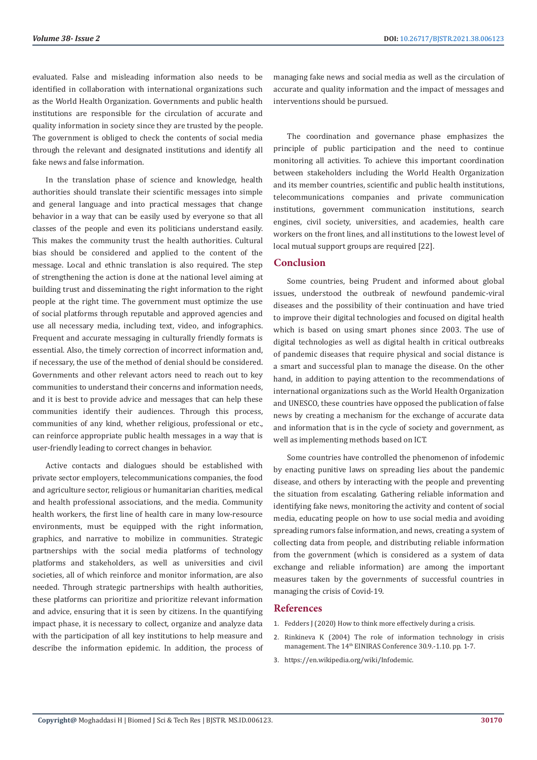evaluated. False and misleading information also needs to be identified in collaboration with international organizations such as the World Health Organization. Governments and public health institutions are responsible for the circulation of accurate and quality information in society since they are trusted by the people. The government is obliged to check the contents of social media through the relevant and designated institutions and identify all fake news and false information.

In the translation phase of science and knowledge, health authorities should translate their scientific messages into simple and general language and into practical messages that change behavior in a way that can be easily used by everyone so that all classes of the people and even its politicians understand easily. This makes the community trust the health authorities. Cultural bias should be considered and applied to the content of the message. Local and ethnic translation is also required. The step of strengthening the action is done at the national level aiming at building trust and disseminating the right information to the right people at the right time. The government must optimize the use of social platforms through reputable and approved agencies and use all necessary media, including text, video, and infographics. Frequent and accurate messaging in culturally friendly formats is essential. Also, the timely correction of incorrect information and, if necessary, the use of the method of denial should be considered. Governments and other relevant actors need to reach out to key communities to understand their concerns and information needs, and it is best to provide advice and messages that can help these communities identify their audiences. Through this process, communities of any kind, whether religious, professional or etc., can reinforce appropriate public health messages in a way that is user-friendly leading to correct changes in behavior.

Active contacts and dialogues should be established with private sector employers, telecommunications companies, the food and agriculture sector, religious or humanitarian charities, medical and health professional associations, and the media. Community health workers, the first line of health care in many low-resource environments, must be equipped with the right information, graphics, and narrative to mobilize in communities. Strategic partnerships with the social media platforms of technology platforms and stakeholders, as well as universities and civil societies, all of which reinforce and monitor information, are also needed. Through strategic partnerships with health authorities, these platforms can prioritize and prioritize relevant information and advice, ensuring that it is seen by citizens. In the quantifying impact phase, it is necessary to collect, organize and analyze data with the participation of all key institutions to help measure and describe the information epidemic. In addition, the process of managing fake news and social media as well as the circulation of accurate and quality information and the impact of messages and interventions should be pursued.

The coordination and governance phase emphasizes the principle of public participation and the need to continue monitoring all activities. To achieve this important coordination between stakeholders including the World Health Organization and its member countries, scientific and public health institutions, telecommunications companies and private communication institutions, government communication institutions, search engines, civil society, universities, and academies, health care workers on the front lines, and all institutions to the lowest level of local mutual support groups are required [22].

## Conclusion

Some countries, being Prudent and informed about global issues, understood the outbreak of newfound pandemic-viral diseases and the possibility of their continuation and have tried to improve their digital technologies and focused on digital health which is based on using smart phones since 2003. The use of digital technologies as well as digital health in critical outbreaks of pandemic diseases that require physical and social distance is a smart and successful plan to manage the disease. On the other hand, in addition to paying attention to the recommendations of international organizations such as the World Health Organization and UNESCO, these countries have opposed the publication of false news by creating a mechanism for the exchange of accurate data and information that is in the cycle of society and government, as well as implementing methods based on ICT.

Some countries have controlled the phenomenon of infodemic by enacting punitive laws on spreading lies about the pandemic disease, and others by interacting with the people and preventing the situation from escalating. Gathering reliable information and identifying fake news, monitoring the activity and content of social media, educating people on how to use social media and avoiding spreading rumors false information, and news, creating a system of collecting data from people, and distributing reliable information from the government (which is considered as a system of data exchange and reliable information) are among the important measures taken by the governments of successful countries in managing the crisis of Covid-19.

## References

1. Fedders J (2020) How to think more effectively during a crisis.
2. Rinkineva K (2004) The role of information technology in crisis management. The 14th EINIRAS Conference 30.9.-1.10. pp. 1-7.
3. https://en.wikipedia.org/wiki/Infodemic.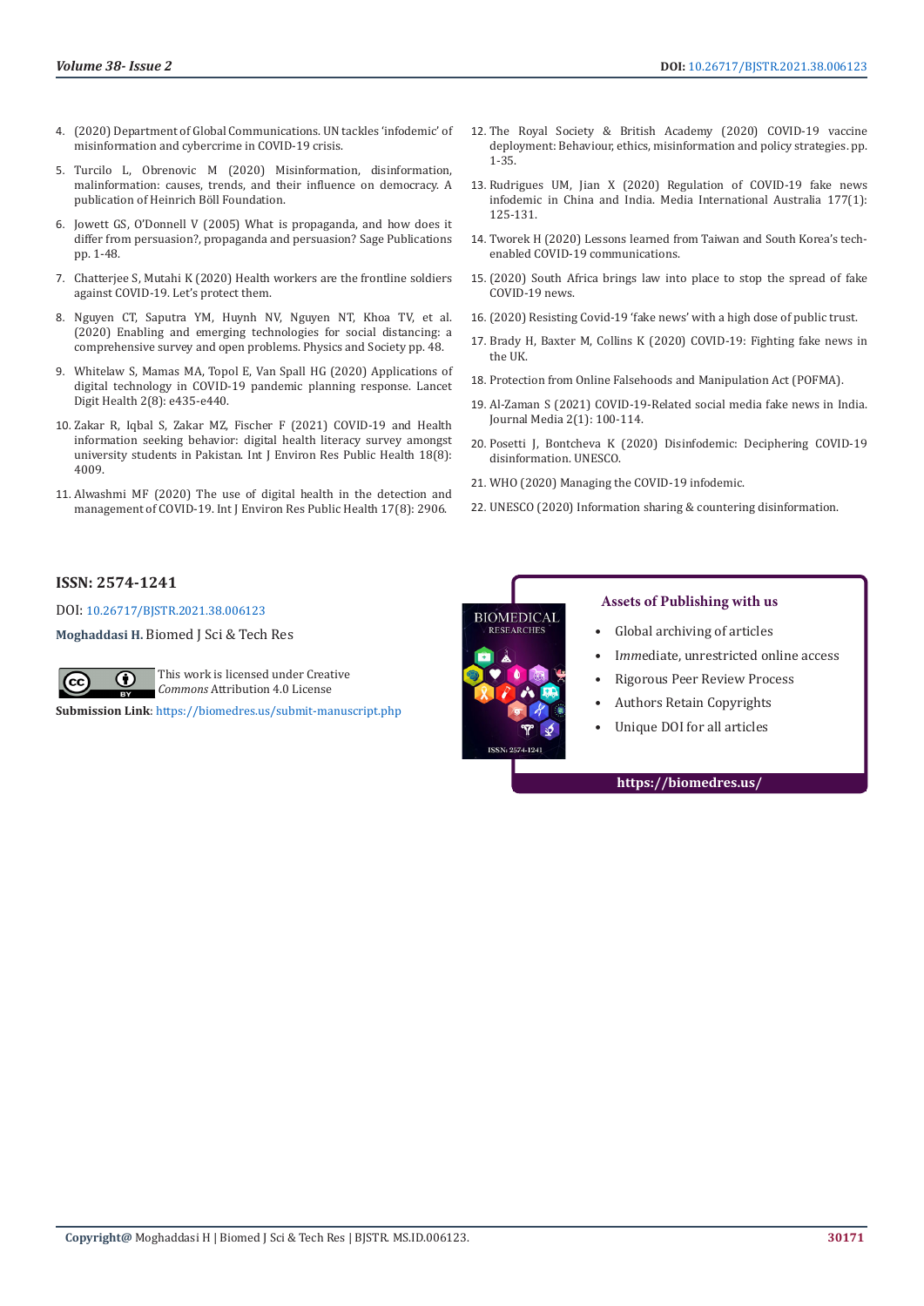4. (2020) Department of Global Communications. UN tackles 'infodemic' of misinformation and cybercrime in COVID-19 crisis.
5. Turcilo L, Obrenovic M (2020) Misinformation, disinformation, malinformation: causes, trends, and their influence on democracy. A publication of Heinrich Böll Foundation.
6. Jowett GS, O'Donnell V (2005) What is propaganda, and how does it differ from persuasion?, propaganda and persuasion? Sage Publications pp. 1-48.
7. Chatterjee S, Mutahi K (2020) Health workers are the frontline soldiers against COVID-19. Let's protect them.
8. Nguyen CT, Saputra YM, Huynh NV, Nguyen NT, Khoa TV, et al. (2020) Enabling and emerging technologies for social distancing: a comprehensive survey and open problems. Physics and Society pp. 48.
9. Whitelaw S, Mamas MA, Topol E, Van Spall HG (2020) Applications of digital technology in COVID-19 pandemic planning response. Lancet Digit Health 2(8): e435-e440.
10. Zakar R, Iqbal S, Zakar MZ, Fischer F (2021) COVID-19 and Health information seeking behavior: digital health literacy survey amongst university students in Pakistan. Int J Environ Res Public Health 18(8): 4009.
11. Alwashmi MF (2020) The use of digital health in the detection and management of COVID-19. Int J Environ Res Public Health 17(8): 2906.
12. The Royal Society & British Academy (2020) COVID-19 vaccine deployment: Behaviour, ethics, misinformation and policy strategies. pp. 1-35.
13. Rudrigues UM, Jian X (2020) Regulation of COVID-19 fake news infodemic in China and India. Media International Australia 177(1): 125-131.
14. Tworek H (2020) Lessons learned from Taiwan and South Korea's tech-enabled COVID-19 communications.
15. (2020) South Africa brings law into place to stop the spread of fake COVID-19 news.
16. (2020) Resisting Covid-19 'fake news' with a high dose of public trust.
17. Brady H, Baxter M, Collins K (2020) COVID-19: Fighting fake news in the UK.
18. Protection from Online Falsehoods and Manipulation Act (POFMA).
19. Al-Zaman S (2021) COVID-19-Related social media fake news in India. Journal Media 2(1): 100-114.
20. Posetti J, Bontcheva K (2020) Disinfodemic: Deciphering COVID-19 disinformation. UNESCO.
21. WHO (2020) Managing the COVID-19 infodemic.
22. UNESCO (2020) Information sharing & countering disinformation.

**ISSN: 2574-1241**

DOI: 10.26717/BJSTR.2021.38.006123

**Moghaddasi H.** Biomed J Sci & Tech Res

This work is licensed under Creative *Commons* Attribution 4.0 License

**Submission Link**: https://biomedres.us/submit-manuscript.php

**Assets of Publishing with us**

- Global archiving of articles
- Immediate, unrestricted online access
- Rigorous Peer Review Process
- Authors Retain Copyrights
- Unique DOI for all articles

**https://biomedres.us/**